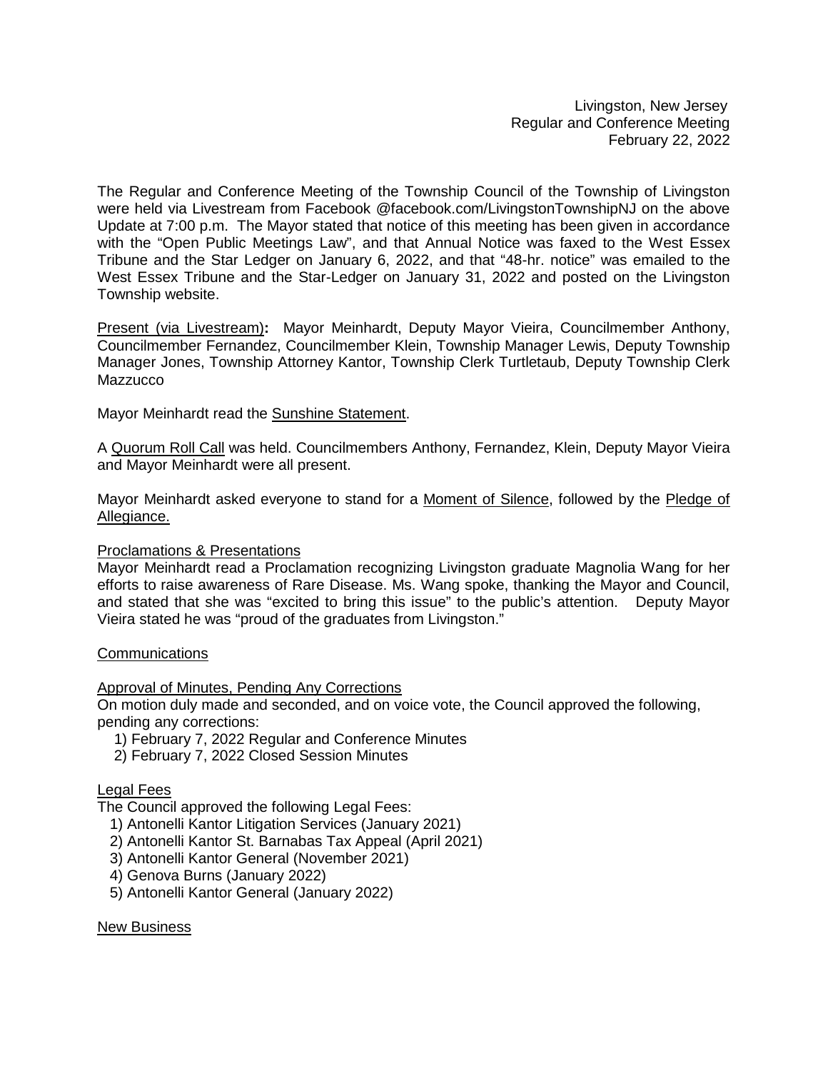Livingston, New Jersey
Regular and Conference Meeting
February 22, 2022

The Regular and Conference Meeting of the Township Council of the Township of Livingston were held via Livestream from Facebook @facebook.com/LivingstonTownshipNJ on the above Update at 7:00 p.m. The Mayor stated that notice of this meeting has been given in accordance with the "Open Public Meetings Law", and that Annual Notice was faxed to the West Essex Tribune and the Star Ledger on January 6, 2022, and that "48-hr. notice" was emailed to the West Essex Tribune and the Star-Ledger on January 31, 2022 and posted on the Livingston Township website.

Present (via Livestream): Mayor Meinhardt, Deputy Mayor Vieira, Councilmember Anthony, Councilmember Fernandez, Councilmember Klein, Township Manager Lewis, Deputy Township Manager Jones, Township Attorney Kantor, Township Clerk Turtletaub, Deputy Township Clerk Mazzucco

Mayor Meinhardt read the Sunshine Statement.

A Quorum Roll Call was held. Councilmembers Anthony, Fernandez, Klein, Deputy Mayor Vieira and Mayor Meinhardt were all present.

Mayor Meinhardt asked everyone to stand for a Moment of Silence, followed by the Pledge of Allegiance.

Proclamations & Presentations

Mayor Meinhardt read a Proclamation recognizing Livingston graduate Magnolia Wang for her efforts to raise awareness of Rare Disease. Ms. Wang spoke, thanking the Mayor and Council, and stated that she was "excited to bring this issue" to the public's attention. Deputy Mayor Vieira stated he was "proud of the graduates from Livingston."

Communications

Approval of Minutes, Pending Any Corrections

On motion duly made and seconded, and on voice vote, the Council approved the following, pending any corrections:

1) February 7, 2022 Regular and Conference Minutes
2) February 7, 2022 Closed Session Minutes

Legal Fees

The Council approved the following Legal Fees:

1) Antonelli Kantor Litigation Services (January 2021)
2) Antonelli Kantor St. Barnabas Tax Appeal (April 2021)
3) Antonelli Kantor General (November 2021)
4) Genova Burns (January 2022)
5) Antonelli Kantor General (January 2022)

New Business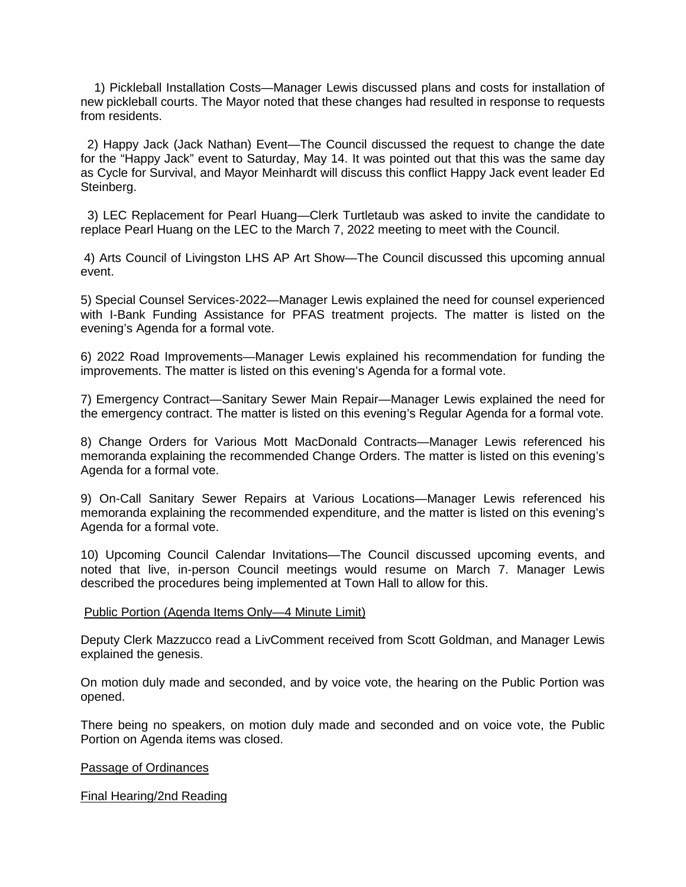1) Pickleball Installation Costs—Manager Lewis discussed plans and costs for installation of new pickleball courts. The Mayor noted that these changes had resulted in response to requests from residents.

2) Happy Jack (Jack Nathan) Event—The Council discussed the request to change the date for the "Happy Jack" event to Saturday, May 14. It was pointed out that this was the same day as Cycle for Survival, and Mayor Meinhardt will discuss this conflict Happy Jack event leader Ed Steinberg.

3) LEC Replacement for Pearl Huang—Clerk Turtletaub was asked to invite the candidate to replace Pearl Huang on the LEC to the March 7, 2022 meeting to meet with the Council.

4) Arts Council of Livingston LHS AP Art Show—The Council discussed this upcoming annual event.

5) Special Counsel Services-2022—Manager Lewis explained the need for counsel experienced with I-Bank Funding Assistance for PFAS treatment projects. The matter is listed on the evening's Agenda for a formal vote.

6) 2022 Road Improvements—Manager Lewis explained his recommendation for funding the improvements. The matter is listed on this evening's Agenda for a formal vote.

7) Emergency Contract—Sanitary Sewer Main Repair—Manager Lewis explained the need for the emergency contract. The matter is listed on this evening's Regular Agenda for a formal vote.

8) Change Orders for Various Mott MacDonald Contracts—Manager Lewis referenced his memoranda explaining the recommended Change Orders. The matter is listed on this evening's Agenda for a formal vote.

9) On-Call Sanitary Sewer Repairs at Various Locations—Manager Lewis referenced his memoranda explaining the recommended expenditure, and the matter is listed on this evening's Agenda for a formal vote.

10) Upcoming Council Calendar Invitations—The Council discussed upcoming events, and noted that live, in-person Council meetings would resume on March 7. Manager Lewis described the procedures being implemented at Town Hall to allow for this.

Public Portion (Agenda Items Only—4 Minute Limit)

Deputy Clerk Mazzucco read a LivComment received from Scott Goldman, and Manager Lewis explained the genesis.

On motion duly made and seconded, and by voice vote, the hearing on the Public Portion was opened.

There being no speakers, on motion duly made and seconded and on voice vote, the Public Portion on Agenda items was closed.

Passage of Ordinances

Final Hearing/2nd Reading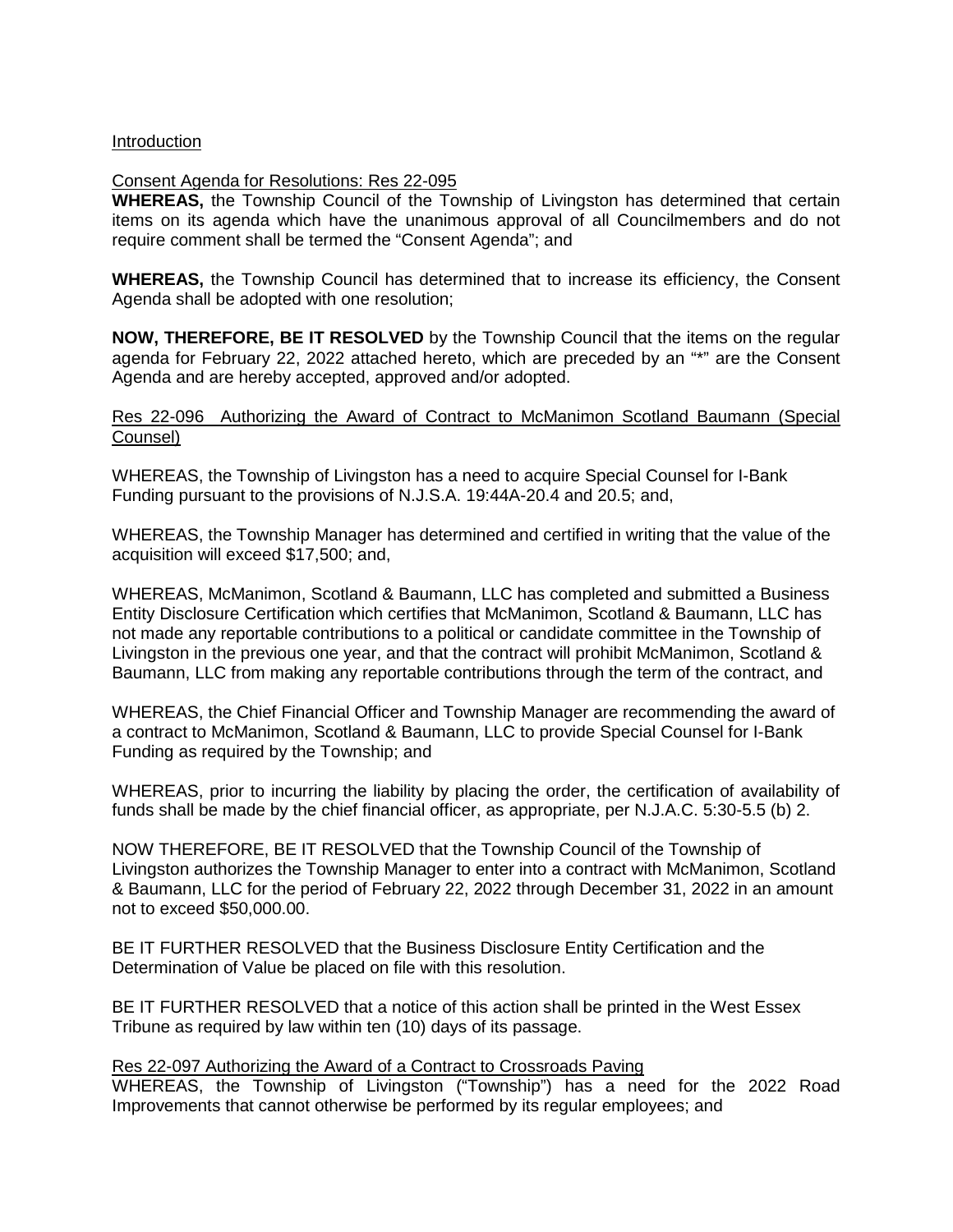Introduction

Consent Agenda for Resolutions: Res 22-095

**WHEREAS,** the Township Council of the Township of Livingston has determined that certain items on its agenda which have the unanimous approval of all Councilmembers and do not require comment shall be termed the "Consent Agenda"; and

**WHEREAS,** the Township Council has determined that to increase its efficiency, the Consent Agenda shall be adopted with one resolution;

**NOW, THEREFORE, BE IT RESOLVED** by the Township Council that the items on the regular agenda for February 22, 2022 attached hereto, which are preceded by an "*" are the Consent Agenda and are hereby accepted, approved and/or adopted.

Res 22-096 Authorizing the Award of Contract to McManimon Scotland Baumann (Special Counsel)

WHEREAS, the Township of Livingston has a need to acquire Special Counsel for I-Bank Funding pursuant to the provisions of N.J.S.A. 19:44A-20.4 and 20.5; and,

WHEREAS, the Township Manager has determined and certified in writing that the value of the acquisition will exceed $17,500; and,

WHEREAS, McManimon, Scotland & Baumann, LLC has completed and submitted a Business Entity Disclosure Certification which certifies that McManimon, Scotland & Baumann, LLC has not made any reportable contributions to a political or candidate committee in the Township of Livingston in the previous one year, and that the contract will prohibit McManimon, Scotland & Baumann, LLC from making any reportable contributions through the term of the contract, and

WHEREAS, the Chief Financial Officer and Township Manager are recommending the award of a contract to McManimon, Scotland & Baumann, LLC to provide Special Counsel for I-Bank Funding as required by the Township; and

WHEREAS, prior to incurring the liability by placing the order, the certification of availability of funds shall be made by the chief financial officer, as appropriate, per N.J.A.C. 5:30-5.5 (b) 2.

NOW THEREFORE, BE IT RESOLVED that the Township Council of the Township of Livingston authorizes the Township Manager to enter into a contract with McManimon, Scotland & Baumann, LLC for the period of February 22, 2022 through December 31, 2022 in an amount not to exceed $50,000.00.

BE IT FURTHER RESOLVED that the Business Disclosure Entity Certification and the Determination of Value be placed on file with this resolution.

BE IT FURTHER RESOLVED that a notice of this action shall be printed in the West Essex Tribune as required by law within ten (10) days of its passage.

Res 22-097 Authorizing the Award of a Contract to Crossroads Paving

WHEREAS, the Township of Livingston ("Township") has a need for the 2022 Road Improvements that cannot otherwise be performed by its regular employees; and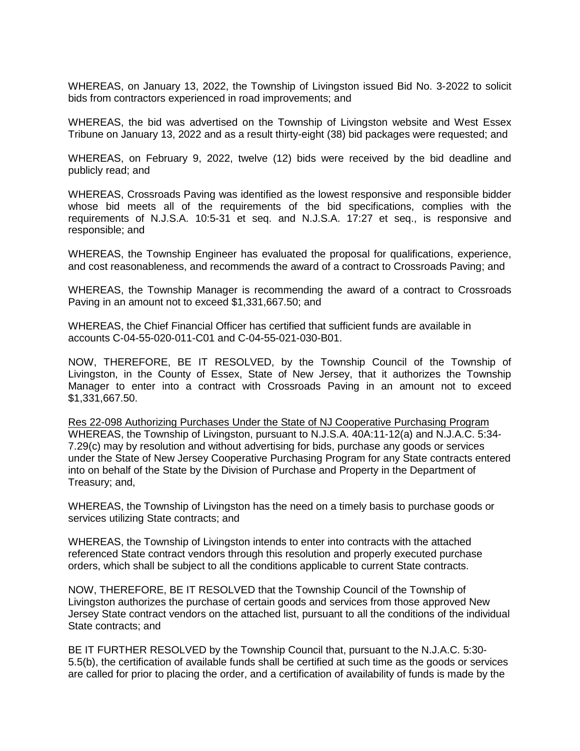WHEREAS, on January 13, 2022, the Township of Livingston issued Bid No. 3-2022 to solicit bids from contractors experienced in road improvements; and

WHEREAS, the bid was advertised on the Township of Livingston website and West Essex Tribune on January 13, 2022 and as a result thirty-eight (38) bid packages were requested; and

WHEREAS, on February 9, 2022, twelve (12) bids were received by the bid deadline and publicly read; and

WHEREAS, Crossroads Paving was identified as the lowest responsive and responsible bidder whose bid meets all of the requirements of the bid specifications, complies with the requirements of N.J.S.A. 10:5-31 et seq. and N.J.S.A. 17:27 et seq., is responsive and responsible; and

WHEREAS, the Township Engineer has evaluated the proposal for qualifications, experience, and cost reasonableness, and recommends the award of a contract to Crossroads Paving; and

WHEREAS, the Township Manager is recommending the award of a contract to Crossroads Paving in an amount not to exceed $1,331,667.50; and

WHEREAS, the Chief Financial Officer has certified that sufficient funds are available in accounts C-04-55-020-011-C01 and C-04-55-021-030-B01.

NOW, THEREFORE, BE IT RESOLVED, by the Township Council of the Township of Livingston, in the County of Essex, State of New Jersey, that it authorizes the Township Manager to enter into a contract with Crossroads Paving in an amount not to exceed $1,331,667.50.

Res 22-098 Authorizing Purchases Under the State of NJ Cooperative Purchasing Program

WHEREAS, the Township of Livingston, pursuant to N.J.S.A. 40A:11-12(a) and N.J.A.C. 5:34-7.29(c) may by resolution and without advertising for bids, purchase any goods or services under the State of New Jersey Cooperative Purchasing Program for any State contracts entered into on behalf of the State by the Division of Purchase and Property in the Department of Treasury; and,

WHEREAS, the Township of Livingston has the need on a timely basis to purchase goods or services utilizing State contracts; and

WHEREAS, the Township of Livingston intends to enter into contracts with the attached referenced State contract vendors through this resolution and properly executed purchase orders, which shall be subject to all the conditions applicable to current State contracts.

NOW, THEREFORE, BE IT RESOLVED that the Township Council of the Township of Livingston authorizes the purchase of certain goods and services from those approved New Jersey State contract vendors on the attached list, pursuant to all the conditions of the individual State contracts; and

BE IT FURTHER RESOLVED by the Township Council that, pursuant to the N.J.A.C. 5:30-5.5(b), the certification of available funds shall be certified at such time as the goods or services are called for prior to placing the order, and a certification of availability of funds is made by the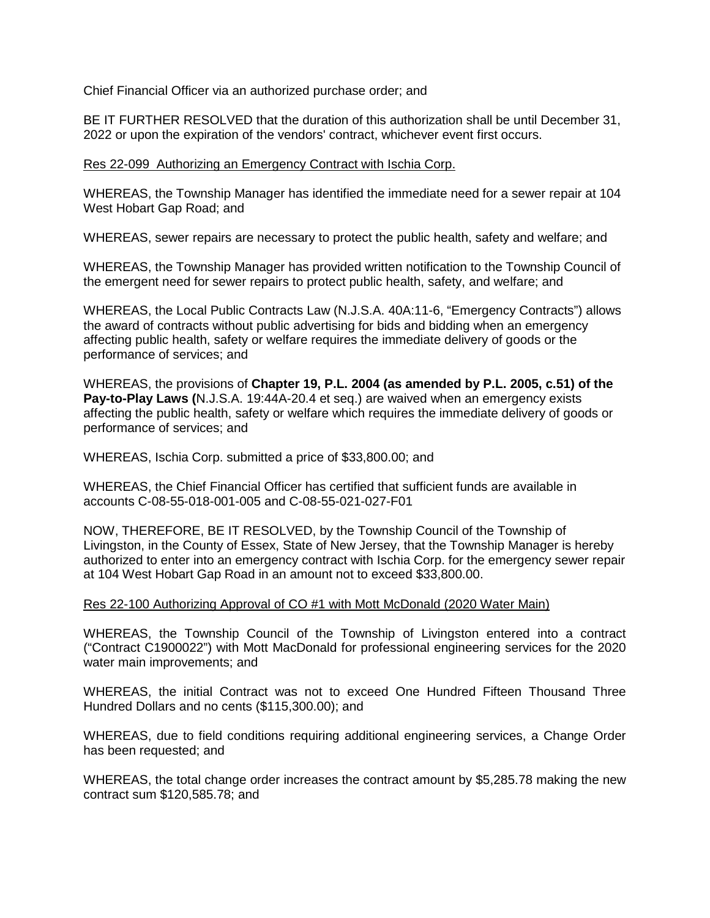Chief Financial Officer via an authorized purchase order; and

BE IT FURTHER RESOLVED that the duration of this authorization shall be until December 31, 2022 or upon the expiration of the vendors' contract, whichever event first occurs.

<u>Res 22-099 Authorizing an Emergency Contract with Ischia Corp.</u>

WHEREAS, the Township Manager has identified the immediate need for a sewer repair at 104 West Hobart Gap Road; and

WHEREAS, sewer repairs are necessary to protect the public health, safety and welfare; and

WHEREAS, the Township Manager has provided written notification to the Township Council of the emergent need for sewer repairs to protect public health, safety, and welfare; and

WHEREAS, the Local Public Contracts Law (N.J.S.A. 40A:11-6, "Emergency Contracts") allows the award of contracts without public advertising for bids and bidding when an emergency affecting public health, safety or welfare requires the immediate delivery of goods or the performance of services; and

WHEREAS, the provisions of **Chapter 19, P.L. 2004 (as amended by P.L. 2005, c.51) of the Pay-to-Play Laws (**N.J.S.A. 19:44A-20.4 et seq.) are waived when an emergency exists affecting the public health, safety or welfare which requires the immediate delivery of goods or performance of services; and

WHEREAS, Ischia Corp. submitted a price of $33,800.00; and

WHEREAS, the Chief Financial Officer has certified that sufficient funds are available in accounts C-08-55-018-001-005 and C-08-55-021-027-F01

NOW, THEREFORE, BE IT RESOLVED, by the Township Council of the Township of Livingston, in the County of Essex, State of New Jersey, that the Township Manager is hereby authorized to enter into an emergency contract with Ischia Corp. for the emergency sewer repair at 104 West Hobart Gap Road in an amount not to exceed $33,800.00.

<u>Res 22-100 Authorizing Approval of CO #1 with Mott McDonald (2020 Water Main)</u>

WHEREAS, the Township Council of the Township of Livingston entered into a contract ("Contract C1900022") with Mott MacDonald for professional engineering services for the 2020 water main improvements; and

WHEREAS, the initial Contract was not to exceed One Hundred Fifteen Thousand Three Hundred Dollars and no cents ($115,300.00); and

WHEREAS, due to field conditions requiring additional engineering services, a Change Order has been requested; and

WHEREAS, the total change order increases the contract amount by $5,285.78 making the new contract sum $120,585.78; and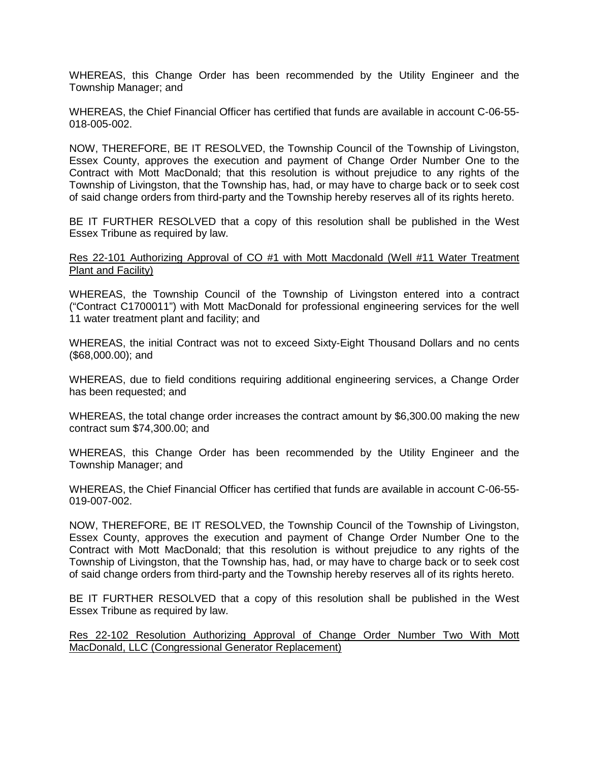WHEREAS, this Change Order has been recommended by the Utility Engineer and the Township Manager; and

WHEREAS, the Chief Financial Officer has certified that funds are available in account C-06-55-018-005-002.

NOW, THEREFORE, BE IT RESOLVED, the Township Council of the Township of Livingston, Essex County, approves the execution and payment of Change Order Number One to the Contract with Mott MacDonald; that this resolution is without prejudice to any rights of the Township of Livingston, that the Township has, had, or may have to charge back or to seek cost of said change orders from third-party and the Township hereby reserves all of its rights hereto.

BE IT FURTHER RESOLVED that a copy of this resolution shall be published in the West Essex Tribune as required by law.

<u>Res 22-101 Authorizing Approval of CO #1 with Mott Macdonald (Well #11 Water Treatment Plant and Facility)</u>

WHEREAS, the Township Council of the Township of Livingston entered into a contract ("Contract C1700011") with Mott MacDonald for professional engineering services for the well 11 water treatment plant and facility; and

WHEREAS, the initial Contract was not to exceed Sixty-Eight Thousand Dollars and no cents ($68,000.00); and

WHEREAS, due to field conditions requiring additional engineering services, a Change Order has been requested; and

WHEREAS, the total change order increases the contract amount by $6,300.00 making the new contract sum $74,300.00; and

WHEREAS, this Change Order has been recommended by the Utility Engineer and the Township Manager; and

WHEREAS, the Chief Financial Officer has certified that funds are available in account C-06-55-019-007-002.

NOW, THEREFORE, BE IT RESOLVED, the Township Council of the Township of Livingston, Essex County, approves the execution and payment of Change Order Number One to the Contract with Mott MacDonald; that this resolution is without prejudice to any rights of the Township of Livingston, that the Township has, had, or may have to charge back or to seek cost of said change orders from third-party and the Township hereby reserves all of its rights hereto.

BE IT FURTHER RESOLVED that a copy of this resolution shall be published in the West Essex Tribune as required by law.

<u>Res 22-102 Resolution Authorizing Approval of Change Order Number Two With Mott MacDonald, LLC (Congressional Generator Replacement)</u>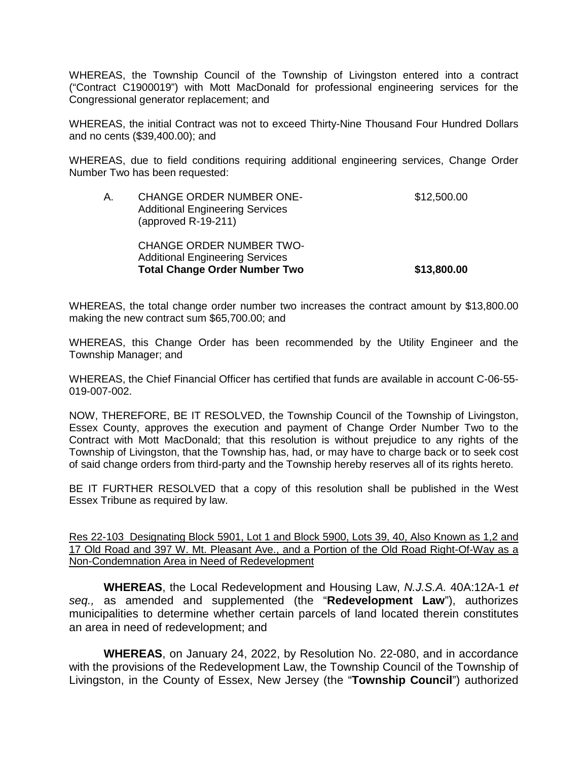WHEREAS, the Township Council of the Township of Livingston entered into a contract ("Contract C1900019") with Mott MacDonald for professional engineering services for the Congressional generator replacement; and

WHEREAS, the initial Contract was not to exceed Thirty-Nine Thousand Four Hundred Dollars and no cents ($39,400.00); and

WHEREAS, due to field conditions requiring additional engineering services, Change Order Number Two has been requested:

| | | |
|---|---|---|
| A. | CHANGE ORDER NUMBER ONE-<br>Additional Engineering Services<br>(approved R-19-211) | $12,500.00 |
| | CHANGE ORDER NUMBER TWO-<br>Additional Engineering Services<br>**Total Change Order Number Two** | **$13,800.00** |

WHEREAS, the total change order number two increases the contract amount by $13,800.00 making the new contract sum $65,700.00; and

WHEREAS, this Change Order has been recommended by the Utility Engineer and the Township Manager; and

WHEREAS, the Chief Financial Officer has certified that funds are available in account C-06-55-019-007-002.

NOW, THEREFORE, BE IT RESOLVED, the Township Council of the Township of Livingston, Essex County, approves the execution and payment of Change Order Number Two to the Contract with Mott MacDonald; that this resolution is without prejudice to any rights of the Township of Livingston, that the Township has, had, or may have to charge back or to seek cost of said change orders from third-party and the Township hereby reserves all of its rights hereto.

BE IT FURTHER RESOLVED that a copy of this resolution shall be published in the West Essex Tribune as required by law.

Res 22-103 Designating Block 5901, Lot 1 and Block 5900, Lots 39, 40, Also Known as 1,2 and 17 Old Road and 397 W. Mt. Pleasant Ave., and a Portion of the Old Road Right-Of-Way as a Non-Condemnation Area in Need of Redevelopment

**WHEREAS**, the Local Redevelopment and Housing Law, *N.J.S.A.* 40A:12A-1 *et seq.,* as amended and supplemented (the "**Redevelopment Law**"), authorizes municipalities to determine whether certain parcels of land located therein constitutes an area in need of redevelopment; and

**WHEREAS**, on January 24, 2022, by Resolution No. 22-080, and in accordance with the provisions of the Redevelopment Law, the Township Council of the Township of Livingston, in the County of Essex, New Jersey (the "**Township Council**") authorized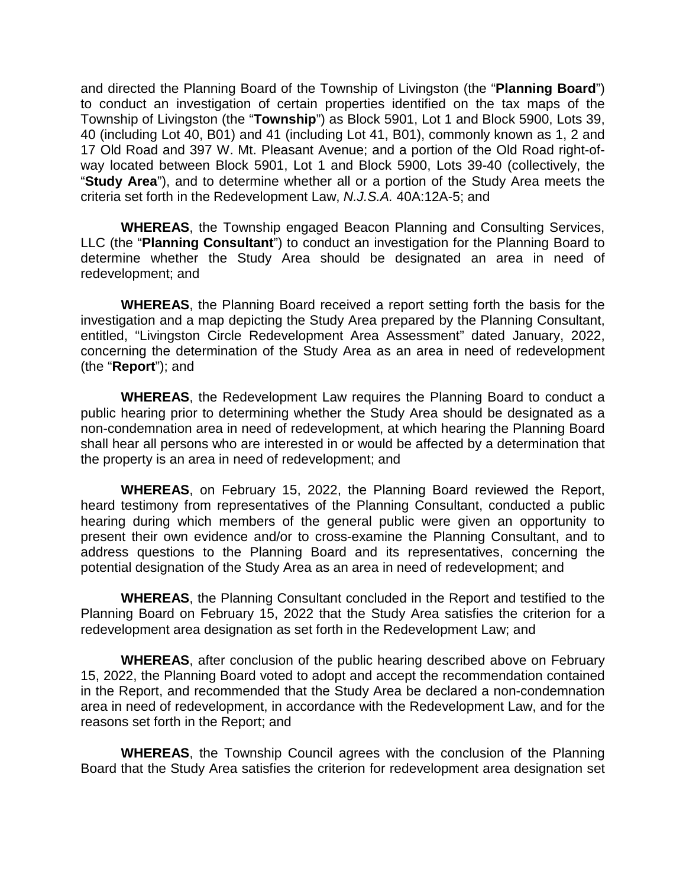and directed the Planning Board of the Township of Livingston (the "**Planning Board**") to conduct an investigation of certain properties identified on the tax maps of the Township of Livingston (the "**Township**") as Block 5901, Lot 1 and Block 5900, Lots 39, 40 (including Lot 40, B01) and 41 (including Lot 41, B01), commonly known as 1, 2 and 17 Old Road and 397 W. Mt. Pleasant Avenue; and a portion of the Old Road right-of-way located between Block 5901, Lot 1 and Block 5900, Lots 39-40 (collectively, the "**Study Area**"), and to determine whether all or a portion of the Study Area meets the criteria set forth in the Redevelopment Law, *N.J.S.A.* 40A:12A-5; and

**WHEREAS**, the Township engaged Beacon Planning and Consulting Services, LLC (the "**Planning Consultant**") to conduct an investigation for the Planning Board to determine whether the Study Area should be designated an area in need of redevelopment; and

**WHEREAS**, the Planning Board received a report setting forth the basis for the investigation and a map depicting the Study Area prepared by the Planning Consultant, entitled, "Livingston Circle Redevelopment Area Assessment" dated January, 2022, concerning the determination of the Study Area as an area in need of redevelopment (the "**Report**"); and

**WHEREAS**, the Redevelopment Law requires the Planning Board to conduct a public hearing prior to determining whether the Study Area should be designated as a non-condemnation area in need of redevelopment, at which hearing the Planning Board shall hear all persons who are interested in or would be affected by a determination that the property is an area in need of redevelopment; and

**WHEREAS**, on February 15, 2022, the Planning Board reviewed the Report, heard testimony from representatives of the Planning Consultant, conducted a public hearing during which members of the general public were given an opportunity to present their own evidence and/or to cross-examine the Planning Consultant, and to address questions to the Planning Board and its representatives, concerning the potential designation of the Study Area as an area in need of redevelopment; and

**WHEREAS**, the Planning Consultant concluded in the Report and testified to the Planning Board on February 15, 2022 that the Study Area satisfies the criterion for a redevelopment area designation as set forth in the Redevelopment Law; and

**WHEREAS**, after conclusion of the public hearing described above on February 15, 2022, the Planning Board voted to adopt and accept the recommendation contained in the Report, and recommended that the Study Area be declared a non-condemnation area in need of redevelopment, in accordance with the Redevelopment Law, and for the reasons set forth in the Report; and

**WHEREAS**, the Township Council agrees with the conclusion of the Planning Board that the Study Area satisfies the criterion for redevelopment area designation set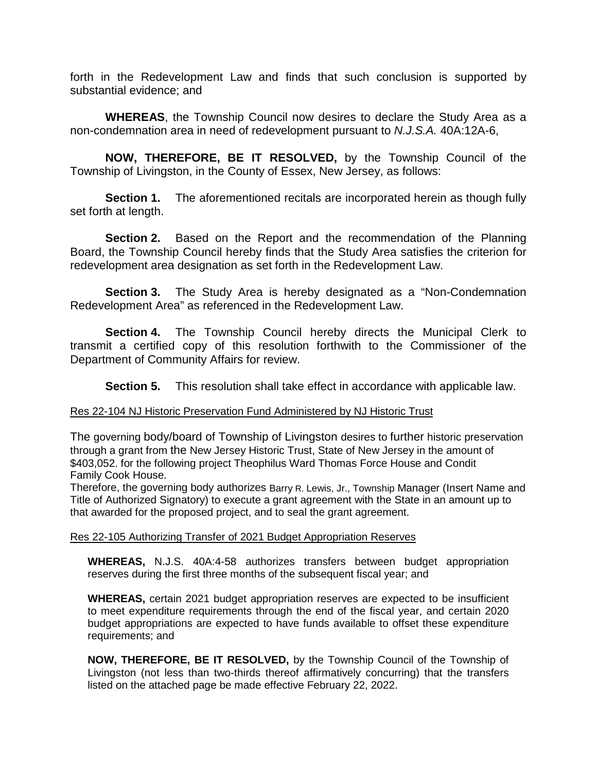forth in the Redevelopment Law and finds that such conclusion is supported by substantial evidence; and

**WHEREAS**, the Township Council now desires to declare the Study Area as a non-condemnation area in need of redevelopment pursuant to *N.J.S.A.* 40A:12A-6,

**NOW, THEREFORE, BE IT RESOLVED,** by the Township Council of the Township of Livingston, in the County of Essex, New Jersey, as follows:

**Section 1.** The aforementioned recitals are incorporated herein as though fully set forth at length.

**Section 2.** Based on the Report and the recommendation of the Planning Board, the Township Council hereby finds that the Study Area satisfies the criterion for redevelopment area designation as set forth in the Redevelopment Law.

**Section 3.** The Study Area is hereby designated as a "Non-Condemnation Redevelopment Area" as referenced in the Redevelopment Law.

**Section 4.** The Township Council hereby directs the Municipal Clerk to transmit a certified copy of this resolution forthwith to the Commissioner of the Department of Community Affairs for review.

**Section 5.** This resolution shall take effect in accordance with applicable law.

Res 22-104 NJ Historic Preservation Fund Administered by NJ Historic Trust

The governing body/board of Township of Livingston desires to further historic preservation through a grant from the New Jersey Historic Trust, State of New Jersey in the amount of $403,052. for the following project Theophilus Ward Thomas Force House and Condit Family Cook House.
Therefore, the governing body authorizes Barry R. Lewis, Jr., Township Manager (Insert Name and Title of Authorized Signatory) to execute a grant agreement with the State in an amount up to that awarded for the proposed project, and to seal the grant agreement.

Res 22-105 Authorizing Transfer of 2021 Budget Appropriation Reserves

**WHEREAS,** N.J.S. 40A:4-58 authorizes transfers between budget appropriation reserves during the first three months of the subsequent fiscal year; and

**WHEREAS,** certain 2021 budget appropriation reserves are expected to be insufficient to meet expenditure requirements through the end of the fiscal year, and certain 2020 budget appropriations are expected to have funds available to offset these expenditure requirements; and

**NOW, THEREFORE, BE IT RESOLVED,** by the Township Council of the Township of Livingston (not less than two-thirds thereof affirmatively concurring) that the transfers listed on the attached page be made effective February 22, 2022.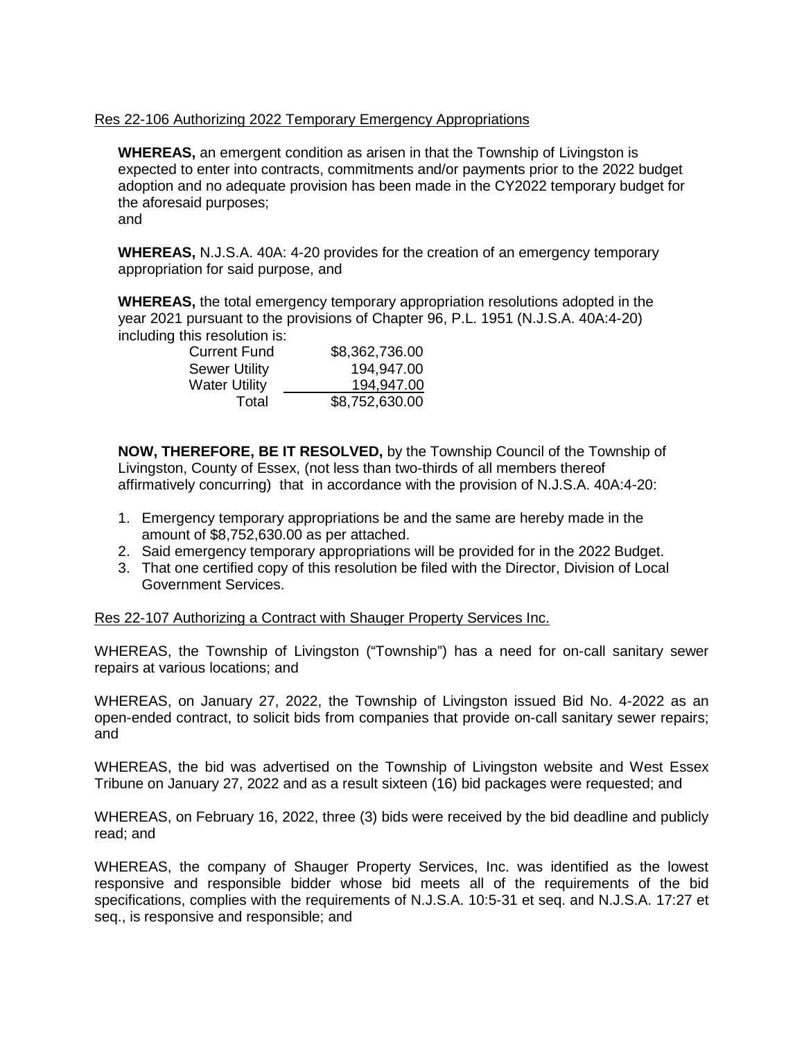Res 22-106 Authorizing 2022 Temporary Emergency Appropriations

**WHEREAS,** an emergent condition as arisen in that the Township of Livingston is expected to enter into contracts, commitments and/or payments prior to the 2022 budget adoption and no adequate provision has been made in the CY2022 temporary budget for the aforesaid purposes;
and

**WHEREAS,** N.J.S.A. 40A: 4-20 provides for the creation of an emergency temporary appropriation for said purpose, and

**WHEREAS,** the total emergency temporary appropriation resolutions adopted in the year 2021 pursuant to the provisions of Chapter 96, P.L. 1951 (N.J.S.A. 40A:4-20) including this resolution is:

| | |
|---|---|
| Current Fund | $8,362,736.00 |
| Sewer Utility | 194,947.00 |
| Water Utility | 194,947.00 |
| Total | $8,752,630.00 |

**NOW, THEREFORE, BE IT RESOLVED,** by the Township Council of the Township of Livingston, County of Essex, (not less than two-thirds of all members thereof affirmatively concurring) that in accordance with the provision of N.J.S.A. 40A:4-20:

1. Emergency temporary appropriations be and the same are hereby made in the amount of $8,752,630.00 as per attached.
2. Said emergency temporary appropriations will be provided for in the 2022 Budget.
3. That one certified copy of this resolution be filed with the Director, Division of Local Government Services.

Res 22-107 Authorizing a Contract with Shauger Property Services Inc.

WHEREAS, the Township of Livingston ("Township") has a need for on-call sanitary sewer repairs at various locations; and

WHEREAS, on January 27, 2022, the Township of Livingston issued Bid No. 4-2022 as an open-ended contract, to solicit bids from companies that provide on-call sanitary sewer repairs; and

WHEREAS, the bid was advertised on the Township of Livingston website and West Essex Tribune on January 27, 2022 and as a result sixteen (16) bid packages were requested; and

WHEREAS, on February 16, 2022, three (3) bids were received by the bid deadline and publicly read; and

WHEREAS, the company of Shauger Property Services, Inc. was identified as the lowest responsive and responsible bidder whose bid meets all of the requirements of the bid specifications, complies with the requirements of N.J.S.A. 10:5-31 et seq. and N.J.S.A. 17:27 et seq., is responsive and responsible; and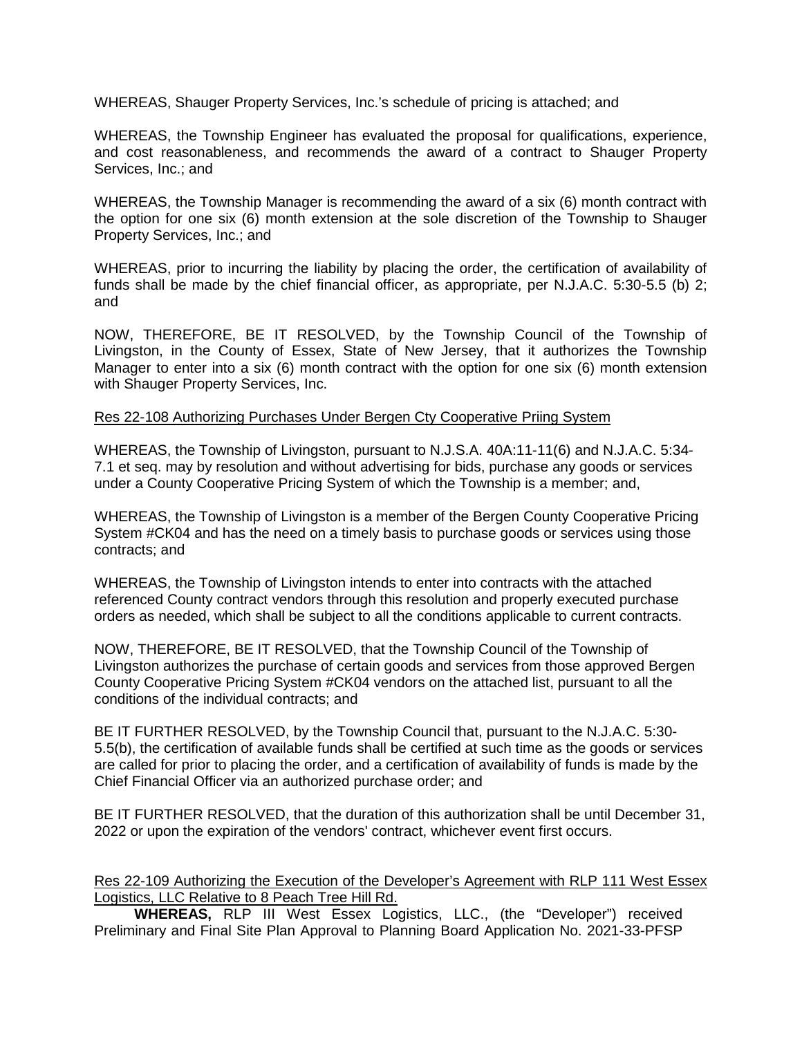WHEREAS, Shauger Property Services, Inc.'s schedule of pricing is attached; and

WHEREAS, the Township Engineer has evaluated the proposal for qualifications, experience, and cost reasonableness, and recommends the award of a contract to Shauger Property Services, Inc.; and

WHEREAS, the Township Manager is recommending the award of a six (6) month contract with the option for one six (6) month extension at the sole discretion of the Township to Shauger Property Services, Inc.; and

WHEREAS, prior to incurring the liability by placing the order, the certification of availability of funds shall be made by the chief financial officer, as appropriate, per N.J.A.C. 5:30-5.5 (b) 2; and

NOW, THEREFORE, BE IT RESOLVED, by the Township Council of the Township of Livingston, in the County of Essex, State of New Jersey, that it authorizes the Township Manager to enter into a six (6) month contract with the option for one six (6) month extension with Shauger Property Services, Inc.

<u>Res 22-108 Authorizing Purchases Under Bergen Cty Cooperative Priing System</u>

WHEREAS, the Township of Livingston, pursuant to N.J.S.A. 40A:11-11(6) and N.J.A.C. 5:34-7.1 et seq. may by resolution and without advertising for bids, purchase any goods or services under a County Cooperative Pricing System of which the Township is a member; and,

WHEREAS, the Township of Livingston is a member of the Bergen County Cooperative Pricing System #CK04 and has the need on a timely basis to purchase goods or services using those contracts; and

WHEREAS, the Township of Livingston intends to enter into contracts with the attached referenced County contract vendors through this resolution and properly executed purchase orders as needed, which shall be subject to all the conditions applicable to current contracts.

NOW, THEREFORE, BE IT RESOLVED, that the Township Council of the Township of Livingston authorizes the purchase of certain goods and services from those approved Bergen County Cooperative Pricing System #CK04 vendors on the attached list, pursuant to all the conditions of the individual contracts; and

BE IT FURTHER RESOLVED, by the Township Council that, pursuant to the N.J.A.C. 5:30-5.5(b), the certification of available funds shall be certified at such time as the goods or services are called for prior to placing the order, and a certification of availability of funds is made by the Chief Financial Officer via an authorized purchase order; and

BE IT FURTHER RESOLVED, that the duration of this authorization shall be until December 31, 2022 or upon the expiration of the vendors' contract, whichever event first occurs.

<u>Res 22-109 Authorizing the Execution of the Developer's Agreement with RLP 111 West Essex Logistics, LLC Relative to 8 Peach Tree Hill Rd.</u>

**WHEREAS,** RLP III West Essex Logistics, LLC., (the "Developer") received Preliminary and Final Site Plan Approval to Planning Board Application No. 2021-33-PFSP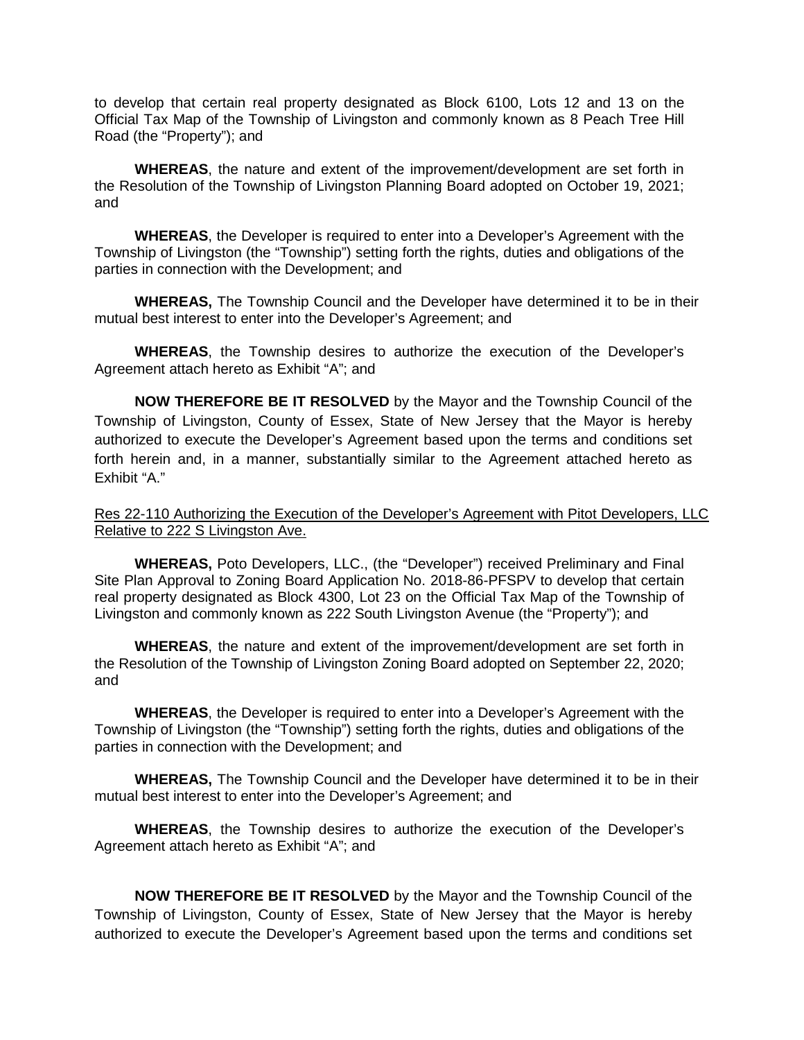to develop that certain real property designated as Block 6100, Lots 12 and 13 on the Official Tax Map of the Township of Livingston and commonly known as 8 Peach Tree Hill Road (the "Property"); and

**WHEREAS**, the nature and extent of the improvement/development are set forth in the Resolution of the Township of Livingston Planning Board adopted on October 19, 2021; and

**WHEREAS**, the Developer is required to enter into a Developer's Agreement with the Township of Livingston (the "Township") setting forth the rights, duties and obligations of the parties in connection with the Development; and

**WHEREAS,** The Township Council and the Developer have determined it to be in their mutual best interest to enter into the Developer's Agreement; and

**WHEREAS**, the Township desires to authorize the execution of the Developer's Agreement attach hereto as Exhibit "A"; and

**NOW THEREFORE BE IT RESOLVED** by the Mayor and the Township Council of the Township of Livingston, County of Essex, State of New Jersey that the Mayor is hereby authorized to execute the Developer's Agreement based upon the terms and conditions set forth herein and, in a manner, substantially similar to the Agreement attached hereto as Exhibit "A."

<u>Res 22-110 Authorizing the Execution of the Developer's Agreement with Pitot Developers, LLC Relative to 222 S Livingston Ave.</u>

**WHEREAS,** Poto Developers, LLC., (the "Developer") received Preliminary and Final Site Plan Approval to Zoning Board Application No. 2018-86-PFSPV to develop that certain real property designated as Block 4300, Lot 23 on the Official Tax Map of the Township of Livingston and commonly known as 222 South Livingston Avenue (the "Property"); and

**WHEREAS**, the nature and extent of the improvement/development are set forth in the Resolution of the Township of Livingston Zoning Board adopted on September 22, 2020; and

**WHEREAS**, the Developer is required to enter into a Developer's Agreement with the Township of Livingston (the "Township") setting forth the rights, duties and obligations of the parties in connection with the Development; and

**WHEREAS,** The Township Council and the Developer have determined it to be in their mutual best interest to enter into the Developer's Agreement; and

**WHEREAS**, the Township desires to authorize the execution of the Developer's Agreement attach hereto as Exhibit "A"; and

**NOW THEREFORE BE IT RESOLVED** by the Mayor and the Township Council of the Township of Livingston, County of Essex, State of New Jersey that the Mayor is hereby authorized to execute the Developer's Agreement based upon the terms and conditions set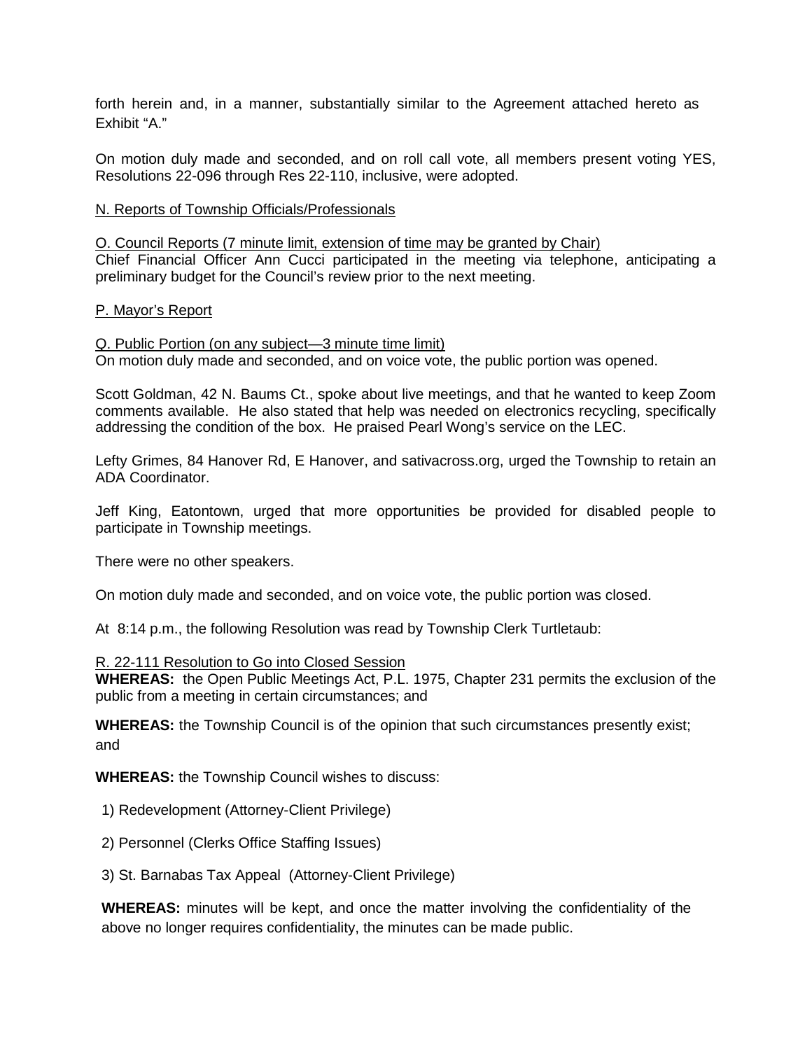forth herein and, in a manner, substantially similar to the Agreement attached hereto as Exhibit "A."

On motion duly made and seconded, and on roll call vote, all members present voting YES, Resolutions 22-096 through Res 22-110, inclusive, were adopted.

N. Reports of Township Officials/Professionals

O. Council Reports (7 minute limit, extension of time may be granted by Chair)
Chief Financial Officer Ann Cucci participated in the meeting via telephone, anticipating a preliminary budget for the Council's review prior to the next meeting.

P. Mayor's Report

Q. Public Portion (on any subject—3 minute time limit)
On motion duly made and seconded, and on voice vote, the public portion was opened.

Scott Goldman, 42 N. Baums Ct., spoke about live meetings, and that he wanted to keep Zoom comments available. He also stated that help was needed on electronics recycling, specifically addressing the condition of the box. He praised Pearl Wong's service on the LEC.

Lefty Grimes, 84 Hanover Rd, E Hanover, and sativacross.org, urged the Township to retain an ADA Coordinator.

Jeff King, Eatontown, urged that more opportunities be provided for disabled people to participate in Township meetings.

There were no other speakers.

On motion duly made and seconded, and on voice vote, the public portion was closed.

At 8:14 p.m., the following Resolution was read by Township Clerk Turtletaub:

R. 22-111 Resolution to Go into Closed Session
**WHEREAS:** the Open Public Meetings Act, P.L. 1975, Chapter 231 permits the exclusion of the public from a meeting in certain circumstances; and

**WHEREAS:** the Township Council is of the opinion that such circumstances presently exist; and

**WHEREAS:** the Township Council wishes to discuss:

1) Redevelopment (Attorney-Client Privilege)

2) Personnel (Clerks Office Staffing Issues)

3) St. Barnabas Tax Appeal (Attorney-Client Privilege)

**WHEREAS:** minutes will be kept, and once the matter involving the confidentiality of the above no longer requires confidentiality, the minutes can be made public.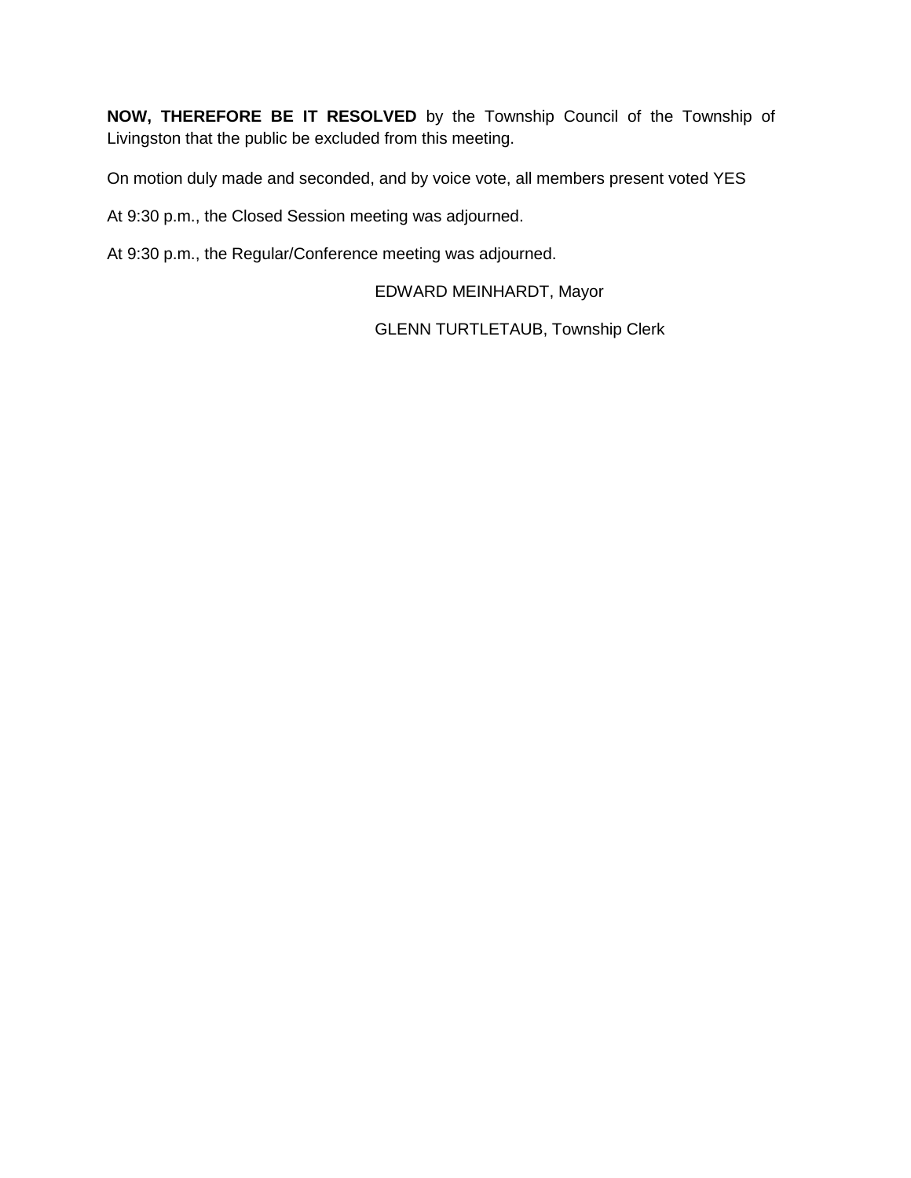**NOW, THEREFORE BE IT RESOLVED** by the Township Council of the Township of Livingston that the public be excluded from this meeting.

On motion duly made and seconded, and by voice vote, all members present voted YES

At 9:30 p.m., the Closed Session meeting was adjourned.

At 9:30 p.m., the Regular/Conference meeting was adjourned.

EDWARD MEINHARDT, Mayor

GLENN TURTLETAUB, Township Clerk